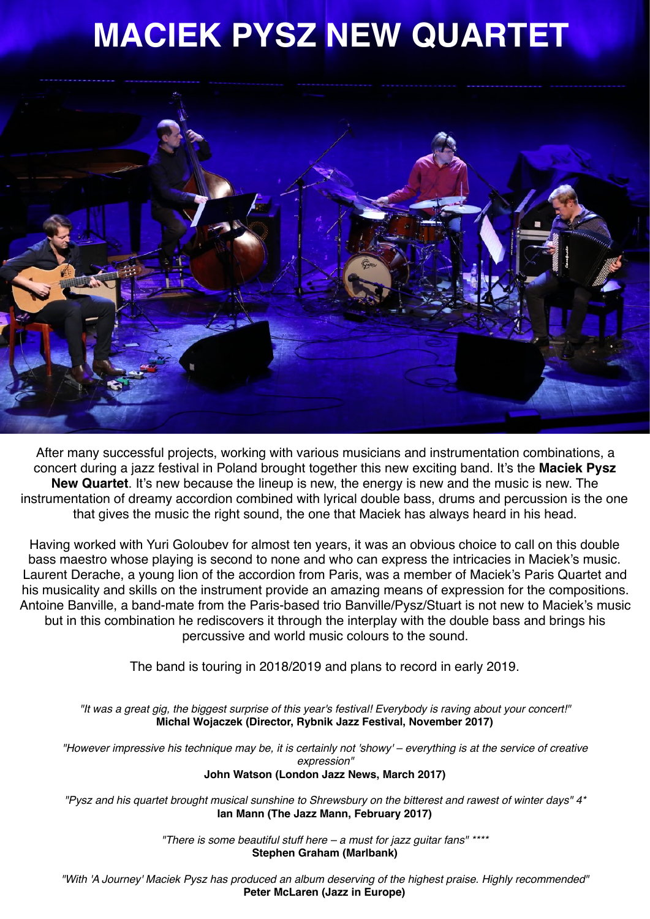# MACIEK PYSZ NEW QUARTET

After many successful projects, working with various musicians and instrumentation combinations, a concert during a jazz festival in Poland brought together this new exciting band. It's the **Maciek Pysz New Quartet**. It's new because the lineup is new, the energy is new and the music is new. The instrumentation of dreamy accordion combined with lyrical double bass, drums and percussion is the one that gives the music the right sound, the one that Maciek has always heard in his head.

Having worked with Yuri Goloubev for almost ten years, it was an obvious choice to call on this double bass maestro whose playing is second to none and who can express the intricacies in Maciek's music. Laurent Derache, a young lion of the accordion from Paris, was a member of Maciek's Paris Quartet and his musicality and skills on the instrument provide an amazing means of expression for the compositions. Antoine Banville, a band-mate from the Paris-based trio Banville/Pysz/Stuart is not new to Maciek's music but in this combination he rediscovers it through the interplay with the double bass and brings his percussive and world music colours to the sound.

The band is touring in 2018/2019 and plans to record in early 2019.

*"It was a great gig, the biggest surprise of this year's festival! Everybody is raving about your concert!"*
**Michal Wojaczek (Director, Rybnik Jazz Festival, November 2017)**

*"However impressive his technique may be, it is certainly not 'showy' – everything is at the service of creative expression"*
**John Watson (London Jazz News, March 2017)**

*"Pysz and his quartet brought musical sunshine to Shrewsbury on the bitterest and rawest of winter days" 4**
**Ian Mann (The Jazz Mann, February 2017)**

*"There is some beautiful stuff here – a must for jazz guitar fans" ****
**Stephen Graham (Marlbank)**

*"With 'A Journey' Maciek Pysz has produced an album deserving of the highest praise. Highly recommended"*
**Peter McLaren (Jazz in Europe)**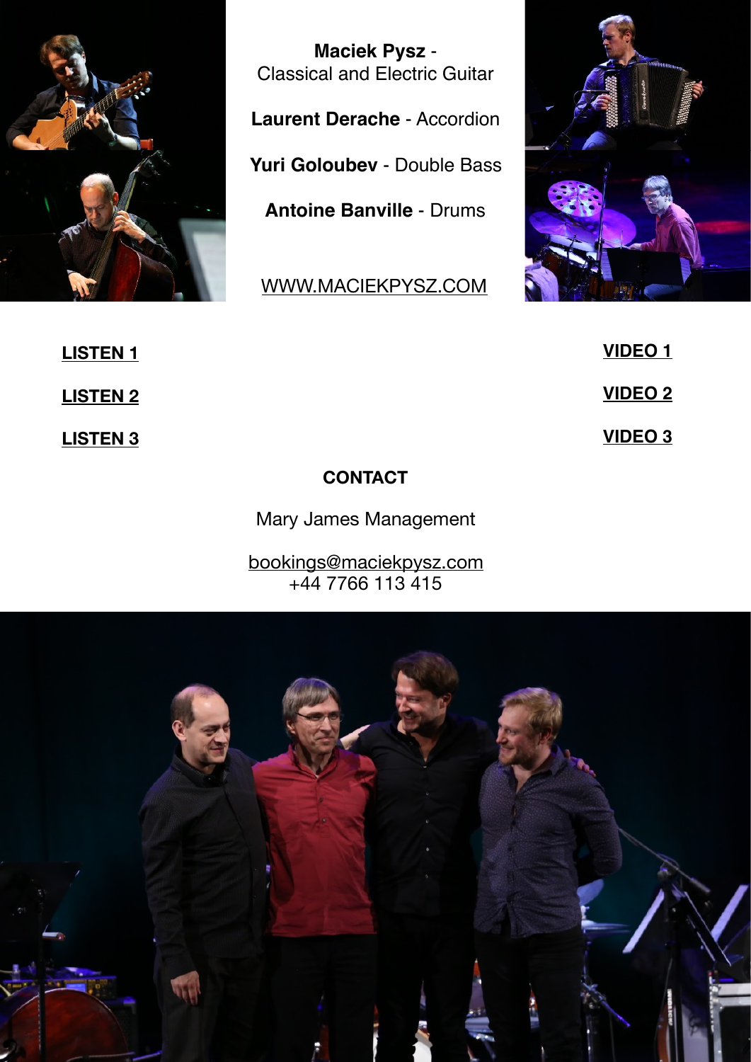**Maciek Pysz** - Classical and Electric Guitar

**Laurent Derache** - Accordion

**Yuri Goloubev** - Double Bass

**Antoine Banville** - Drums

WWW.MACIEKPYSZ.COM

**LISTEN 1**

**LISTEN 2**

**LISTEN 3**

**VIDEO 1**

**VIDEO 2**

**VIDEO 3**

**CONTACT**

Mary James Management

bookings@maciekpysz.com
+44 7766 113 415